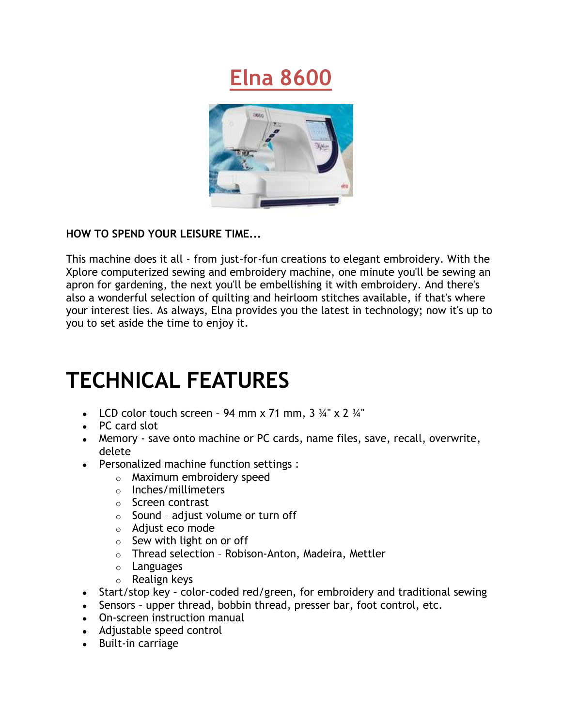# Elna 8600

**HOW TO SPEND YOUR LEISURE TIME...**

This machine does it all - from just-for-fun creations to elegant embroidery. With the Xplore computerized sewing and embroidery machine, one minute you'll be sewing an apron for gardening, the next you'll be embellishing it with embroidery. And there's also a wonderful selection of quilting and heirloom stitches available, if that's where your interest lies. As always, Elna provides you the latest in technology; now it's up to you to set aside the time to enjoy it.

# TECHNICAL FEATURES

- LCD color touch screen – 94 mm x 71 mm, 3 ¾" x 2 ¾"
- PC card slot
- Memory - save onto machine or PC cards, name files, save, recall, overwrite, delete
- Personalized machine function settings :
  - Maximum embroidery speed
  - Inches/millimeters
  - Screen contrast
  - Sound – adjust volume or turn off
  - Adjust eco mode
  - Sew with light on or off
  - Thread selection – Robison-Anton, Madeira, Mettler
  - Languages
  - Realign keys
- Start/stop key – color-coded red/green, for embroidery and traditional sewing
- Sensors – upper thread, bobbin thread, presser bar, foot control, etc.
- On-screen instruction manual
- Adjustable speed control
- Built-in carriage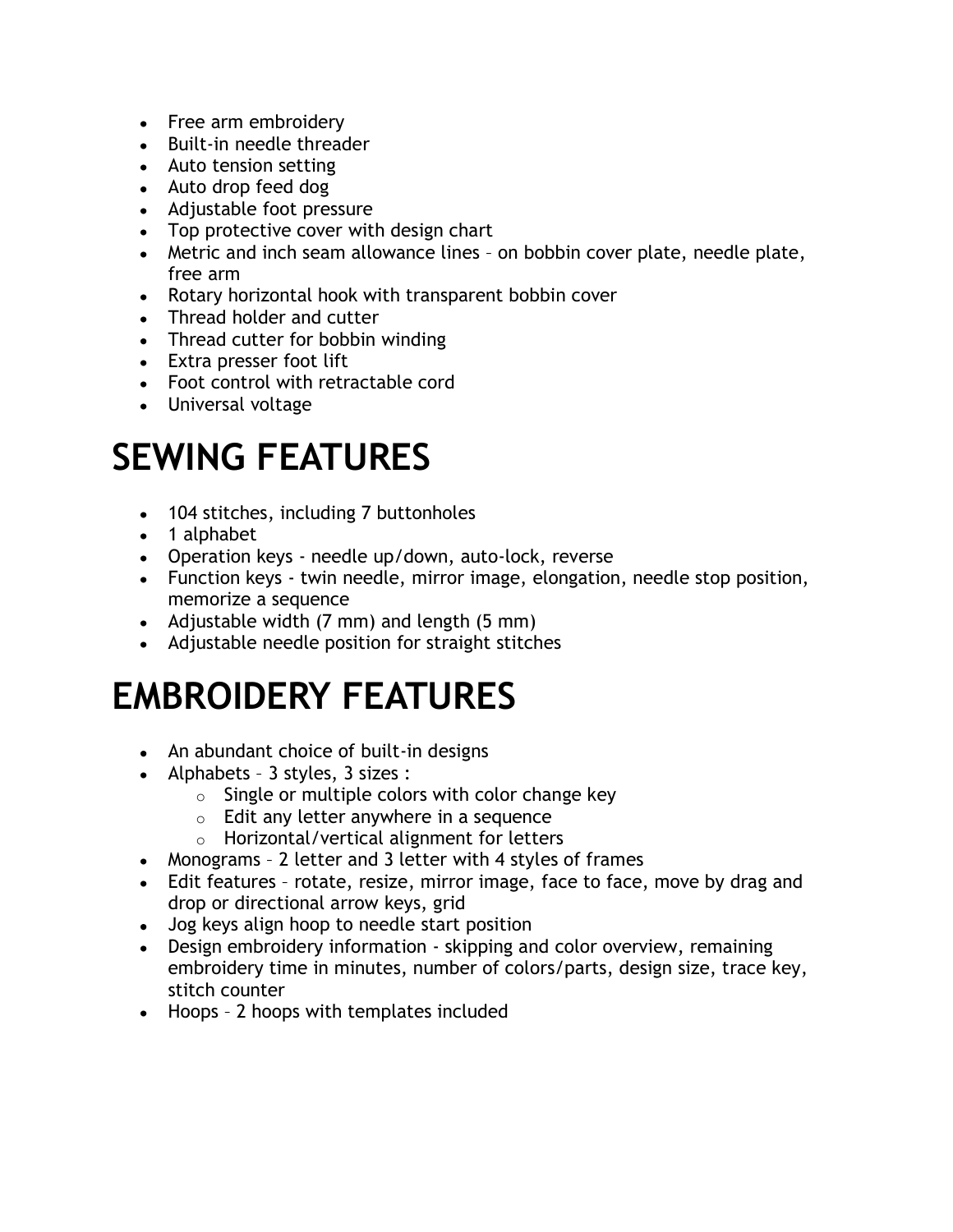- Free arm embroidery
- Built-in needle threader
- Auto tension setting
- Auto drop feed dog
- Adjustable foot pressure
- Top protective cover with design chart
- Metric and inch seam allowance lines – on bobbin cover plate, needle plate, free arm
- Rotary horizontal hook with transparent bobbin cover
- Thread holder and cutter
- Thread cutter for bobbin winding
- Extra presser foot lift
- Foot control with retractable cord
- Universal voltage

# SEWING FEATURES

- 104 stitches, including 7 buttonholes
- 1 alphabet
- Operation keys - needle up/down, auto-lock, reverse
- Function keys - twin needle, mirror image, elongation, needle stop position, memorize a sequence
- Adjustable width (7 mm) and length (5 mm)
- Adjustable needle position for straight stitches

# EMBROIDERY FEATURES

- An abundant choice of built-in designs
- Alphabets – 3 styles, 3 sizes :
  - Single or multiple colors with color change key
  - Edit any letter anywhere in a sequence
  - Horizontal/vertical alignment for letters
- Monograms – 2 letter and 3 letter with 4 styles of frames
- Edit features – rotate, resize, mirror image, face to face, move by drag and drop or directional arrow keys, grid
- Jog keys align hoop to needle start position
- Design embroidery information - skipping and color overview, remaining embroidery time in minutes, number of colors/parts, design size, trace key, stitch counter
- Hoops – 2 hoops with templates included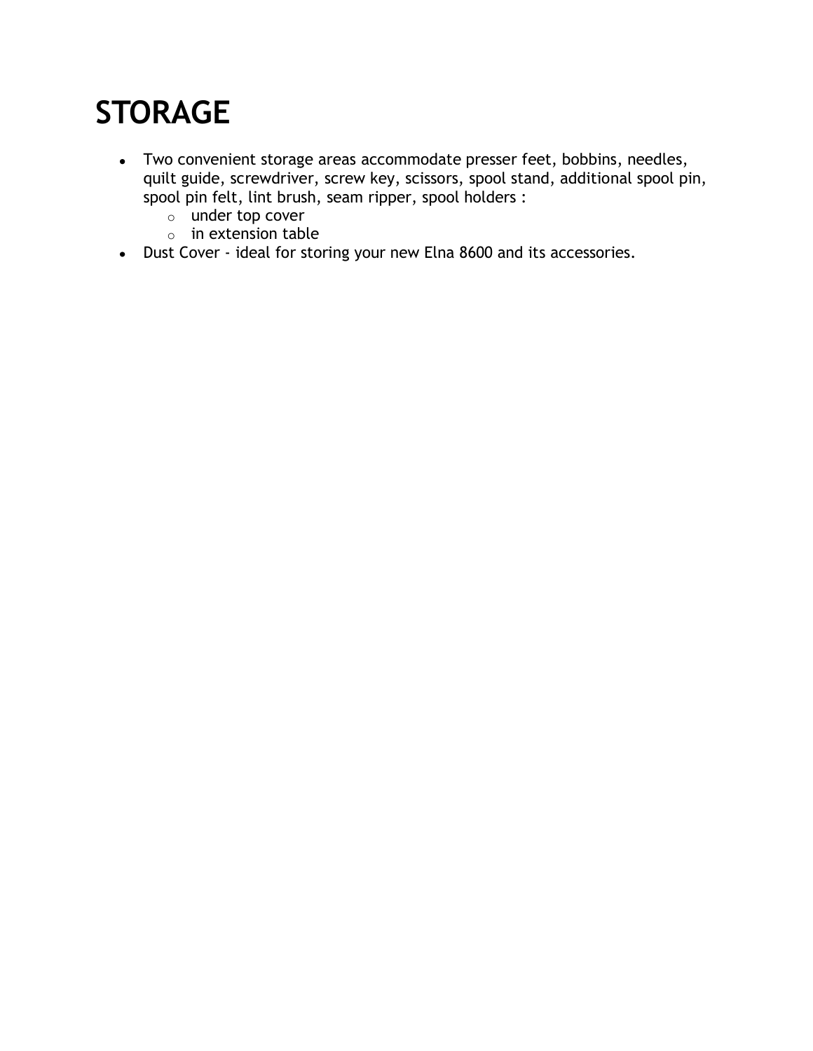# STORAGE

- Two convenient storage areas accommodate presser feet, bobbins, needles, quilt guide, screwdriver, screw key, scissors, spool stand, additional spool pin, spool pin felt, lint brush, seam ripper, spool holders :
    - under top cover
    - in extension table
- Dust Cover - ideal for storing your new Elna 8600 and its accessories.